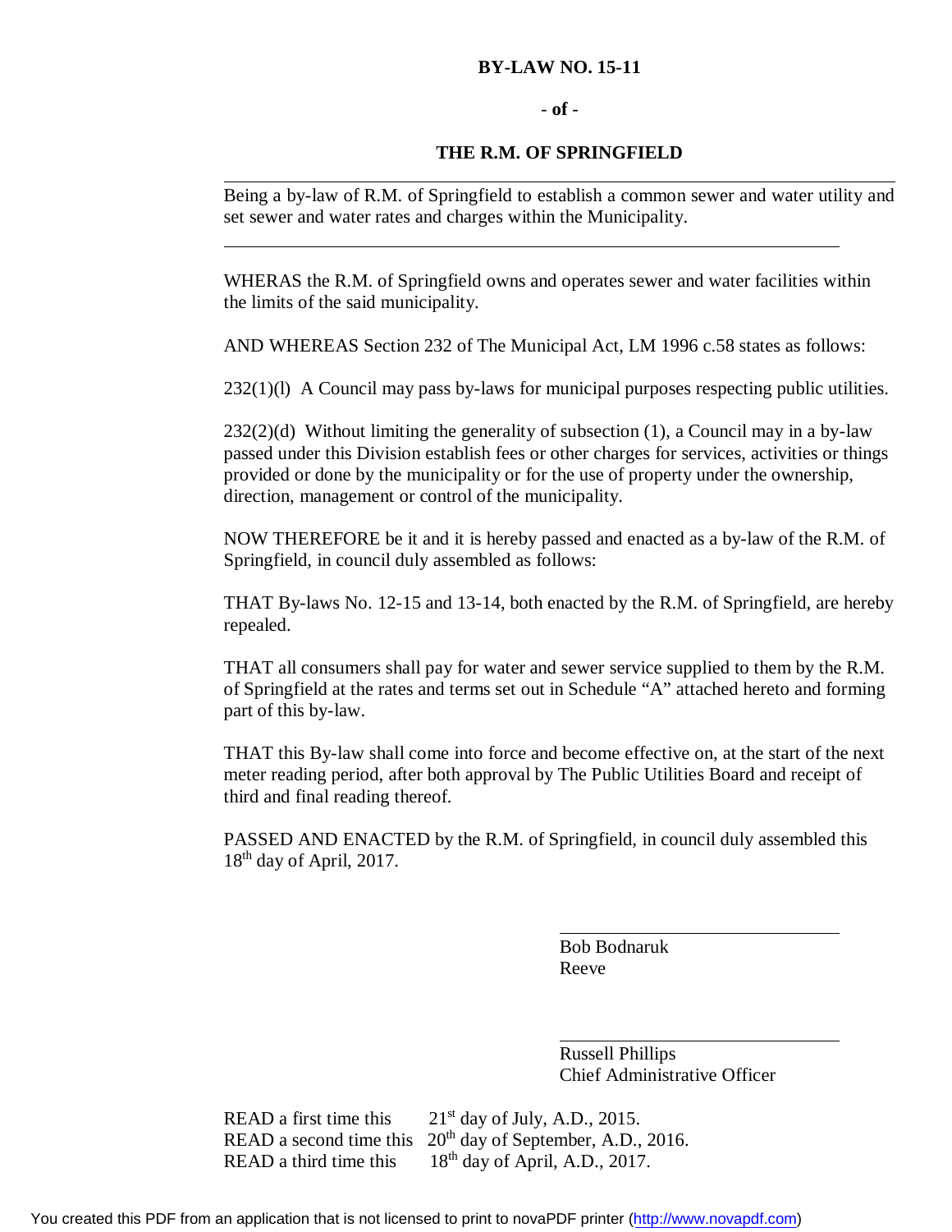**BY-LAW NO. 15-11**

**- of -**

**THE R.M. OF SPRINGFIELD**

---

Being a by-law of R.M. of Springfield to establish a common sewer and water utility and set sewer and water rates and charges within the Municipality.

---

WHERAS the R.M. of Springfield owns and operates sewer and water facilities within the limits of the said municipality.

AND WHEREAS Section 232 of The Municipal Act, LM 1996 c.58 states as follows:

232(1)(l) A Council may pass by-laws for municipal purposes respecting public utilities.

232(2)(d) Without limiting the generality of subsection (1), a Council may in a by-law passed under this Division establish fees or other charges for services, activities or things provided or done by the municipality or for the use of property under the ownership, direction, management or control of the municipality.

NOW THEREFORE be it and it is hereby passed and enacted as a by-law of the R.M. of Springfield, in council duly assembled as follows:

THAT By-laws No. 12-15 and 13-14, both enacted by the R.M. of Springfield, are hereby repealed.

THAT all consumers shall pay for water and sewer service supplied to them by the R.M. of Springfield at the rates and terms set out in Schedule "A" attached hereto and forming part of this by-law.

THAT this By-law shall come into force and become effective on, at the start of the next meter reading period, after both approval by The Public Utilities Board and receipt of third and final reading thereof.

PASSED AND ENACTED by the R.M. of Springfield, in council duly assembled this 18th day of April, 2017.

Bob Bodnaruk
Reeve

Russell Phillips
Chief Administrative Officer

READ a first time this 21st day of July, A.D., 2015.
READ a second time this 20th day of September, A.D., 2016.
READ a third time this 18th day of April, A.D., 2017.

You created this PDF from an application that is not licensed to print to novaPDF printer (http://www.novapdf.com)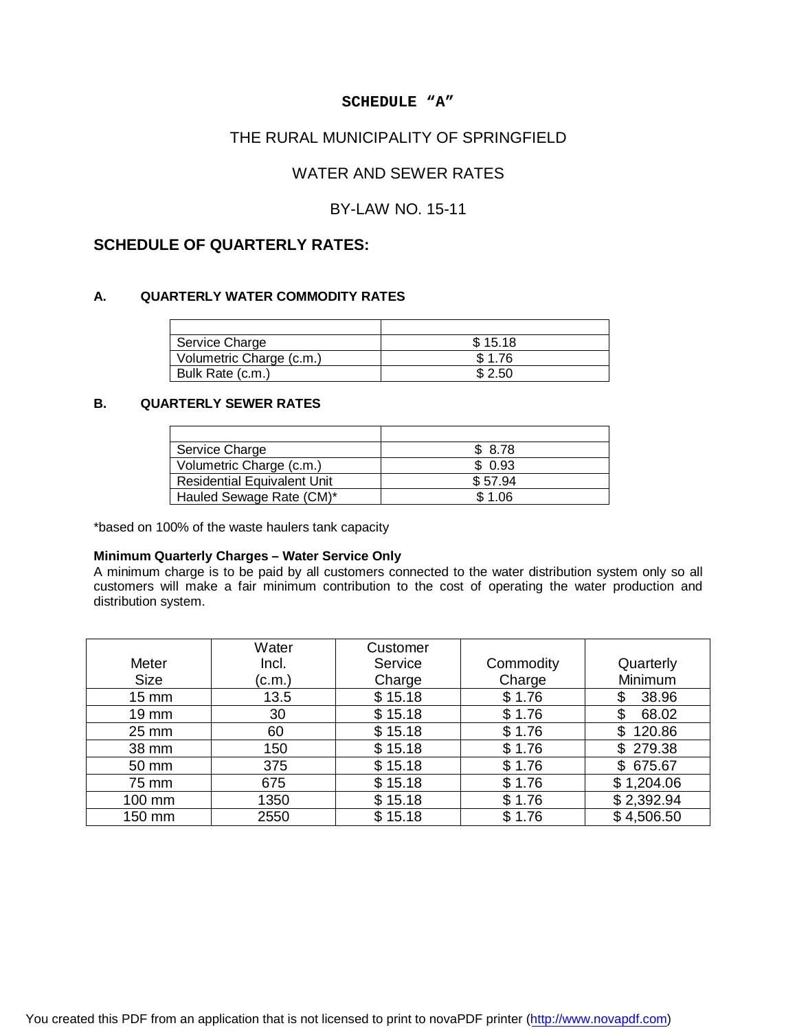**SCHEDULE “A”**

THE RURAL MUNICIPALITY OF SPRINGFIELD

WATER AND SEWER RATES

BY-LAW NO. 15-11

## SCHEDULE OF QUARTERLY RATES:

### A. QUARTERLY WATER COMMODITY RATES

| | |
|---|---|
| Service Charge | $ 15.18 |
| Volumetric Charge (c.m.) | $ 1.76 |
| Bulk Rate (c.m.) | $ 2.50 |

### B. QUARTERLY SEWER RATES

| | |
|---|---|
| Service Charge | $ 8.78 |
| Volumetric Charge (c.m.) | $ 0.93 |
| Residential Equivalent Unit | $ 57.94 |
| Hauled Sewage Rate (CM)* | $ 1.06 |

*based on 100% of the waste haulers tank capacity

**Minimum Quarterly Charges – Water Service Only**

A minimum charge is to be paid by all customers connected to the water distribution system only so all customers will make a fair minimum contribution to the cost of operating the water production and distribution system.

| Meter Size | Water Incl. (c.m.) | Customer Service Charge | Commodity Charge | Quarterly Minimum |
|---|---|---|---|---|
| 15 mm | 13.5 | $ 15.18 | $ 1.76 | $ 38.96 |
| 19 mm | 30 | $ 15.18 | $ 1.76 | $ 68.02 |
| 25 mm | 60 | $ 15.18 | $ 1.76 | $ 120.86 |
| 38 mm | 150 | $ 15.18 | $ 1.76 | $ 279.38 |
| 50 mm | 375 | $ 15.18 | $ 1.76 | $ 675.67 |
| 75 mm | 675 | $ 15.18 | $ 1.76 | $ 1,204.06 |
| 100 mm | 1350 | $ 15.18 | $ 1.76 | $ 2,392.94 |
| 150 mm | 2550 | $ 15.18 | $ 1.76 | $ 4,506.50 |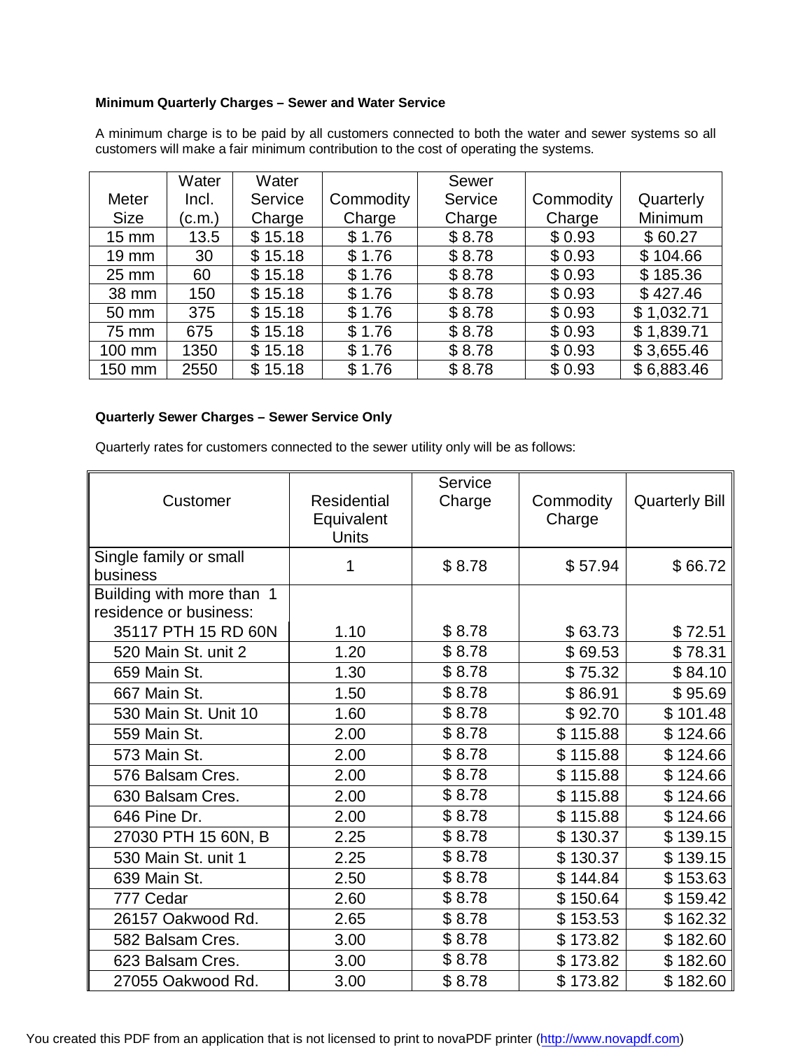**Minimum Quarterly Charges – Sewer and Water Service**

A minimum charge is to be paid by all customers connected to both the water and sewer systems so all customers will make a fair minimum contribution to the cost of operating the systems.

| Meter Size | Water Incl. (c.m.) | Water Service Charge | Commodity Charge | Sewer Service Charge | Commodity Charge | Quarterly Minimum |
|---|---|---|---|---|---|---|
| 15 mm | 13.5 | $ 15.18 | $ 1.76 | $ 8.78 | $ 0.93 | $ 60.27 |
| 19 mm | 30 | $ 15.18 | $ 1.76 | $ 8.78 | $ 0.93 | $ 104.66 |
| 25 mm | 60 | $ 15.18 | $ 1.76 | $ 8.78 | $ 0.93 | $ 185.36 |
| 38 mm | 150 | $ 15.18 | $ 1.76 | $ 8.78 | $ 0.93 | $ 427.46 |
| 50 mm | 375 | $ 15.18 | $ 1.76 | $ 8.78 | $ 0.93 | $ 1,032.71 |
| 75 mm | 675 | $ 15.18 | $ 1.76 | $ 8.78 | $ 0.93 | $ 1,839.71 |
| 100 mm | 1350 | $ 15.18 | $ 1.76 | $ 8.78 | $ 0.93 | $ 3,655.46 |
| 150 mm | 2550 | $ 15.18 | $ 1.76 | $ 8.78 | $ 0.93 | $ 6,883.46 |

**Quarterly Sewer Charges – Sewer Service Only**

Quarterly rates for customers connected to the sewer utility only will be as follows:

| Customer | Residential Equivalent Units | Service Charge | Commodity Charge | Quarterly Bill |
|---|---|---|---|---|
| Single family or small business | 1 | $ 8.78 | $ 57.94 | $ 66.72 |
| Building with more than 1 residence or business: | | | | |
| 35117 PTH 15 RD 60N | 1.10 | $ 8.78 | $ 63.73 | $ 72.51 |
| 520 Main St. unit 2 | 1.20 | $ 8.78 | $ 69.53 | $ 78.31 |
| 659 Main St. | 1.30 | $ 8.78 | $ 75.32 | $ 84.10 |
| 667 Main St. | 1.50 | $ 8.78 | $ 86.91 | $ 95.69 |
| 530 Main St. Unit 10 | 1.60 | $ 8.78 | $ 92.70 | $ 101.48 |
| 559 Main St. | 2.00 | $ 8.78 | $ 115.88 | $ 124.66 |
| 573 Main St. | 2.00 | $ 8.78 | $ 115.88 | $ 124.66 |
| 576 Balsam Cres. | 2.00 | $ 8.78 | $ 115.88 | $ 124.66 |
| 630 Balsam Cres. | 2.00 | $ 8.78 | $ 115.88 | $ 124.66 |
| 646 Pine Dr. | 2.00 | $ 8.78 | $ 115.88 | $ 124.66 |
| 27030 PTH 15 60N, B | 2.25 | $ 8.78 | $ 130.37 | $ 139.15 |
| 530 Main St. unit 1 | 2.25 | $ 8.78 | $ 130.37 | $ 139.15 |
| 639 Main St. | 2.50 | $ 8.78 | $ 144.84 | $ 153.63 |
| 777 Cedar | 2.60 | $ 8.78 | $ 150.64 | $ 159.42 |
| 26157 Oakwood Rd. | 2.65 | $ 8.78 | $ 153.53 | $ 162.32 |
| 582 Balsam Cres. | 3.00 | $ 8.78 | $ 173.82 | $ 182.60 |
| 623 Balsam Cres. | 3.00 | $ 8.78 | $ 173.82 | $ 182.60 |
| 27055 Oakwood Rd. | 3.00 | $ 8.78 | $ 173.82 | $ 182.60 |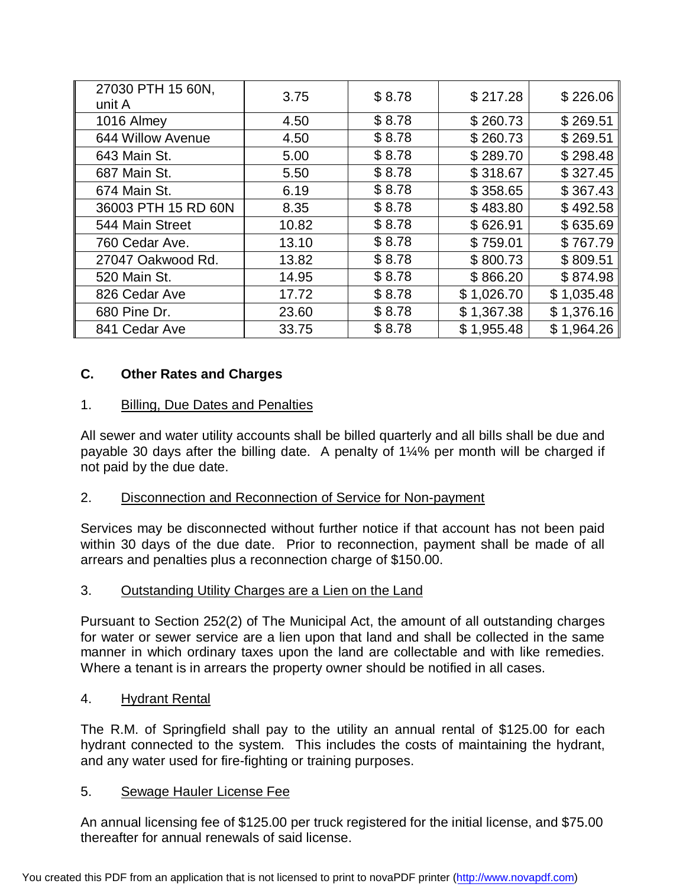| | | | | |
|---|---|---|---|---|
| 27030 PTH 15 60N, unit A | 3.75 | $ 8.78 | $ 217.28 | $ 226.06 |
| 1016 Almey | 4.50 | $ 8.78 | $ 260.73 | $ 269.51 |
| 644 Willow Avenue | 4.50 | $ 8.78 | $ 260.73 | $ 269.51 |
| 643 Main St. | 5.00 | $ 8.78 | $ 289.70 | $ 298.48 |
| 687 Main St. | 5.50 | $ 8.78 | $ 318.67 | $ 327.45 |
| 674 Main St. | 6.19 | $ 8.78 | $ 358.65 | $ 367.43 |
| 36003 PTH 15 RD 60N | 8.35 | $ 8.78 | $ 483.80 | $ 492.58 |
| 544 Main Street | 10.82 | $ 8.78 | $ 626.91 | $ 635.69 |
| 760 Cedar Ave. | 13.10 | $ 8.78 | $ 759.01 | $ 767.79 |
| 27047 Oakwood Rd. | 13.82 | $ 8.78 | $ 800.73 | $ 809.51 |
| 520 Main St. | 14.95 | $ 8.78 | $ 866.20 | $ 874.98 |
| 826 Cedar Ave | 17.72 | $ 8.78 | $ 1,026.70 | $ 1,035.48 |
| 680 Pine Dr. | 23.60 | $ 8.78 | $ 1,367.38 | $ 1,376.16 |
| 841 Cedar Ave | 33.75 | $ 8.78 | $ 1,955.48 | $ 1,964.26 |

## C. Other Rates and Charges

### 1. Billing, Due Dates and Penalties

All sewer and water utility accounts shall be billed quarterly and all bills shall be due and payable 30 days after the billing date. A penalty of 1¼% per month will be charged if not paid by the due date.

### 2. Disconnection and Reconnection of Service for Non-payment

Services may be disconnected without further notice if that account has not been paid within 30 days of the due date. Prior to reconnection, payment shall be made of all arrears and penalties plus a reconnection charge of $150.00.

### 3. Outstanding Utility Charges are a Lien on the Land

Pursuant to Section 252(2) of The Municipal Act, the amount of all outstanding charges for water or sewer service are a lien upon that land and shall be collected in the same manner in which ordinary taxes upon the land are collectable and with like remedies. Where a tenant is in arrears the property owner should be notified in all cases.

### 4. Hydrant Rental

The R.M. of Springfield shall pay to the utility an annual rental of $125.00 for each hydrant connected to the system. This includes the costs of maintaining the hydrant, and any water used for fire-fighting or training purposes.

### 5. Sewage Hauler License Fee

An annual licensing fee of $125.00 per truck registered for the initial license, and $75.00 thereafter for annual renewals of said license.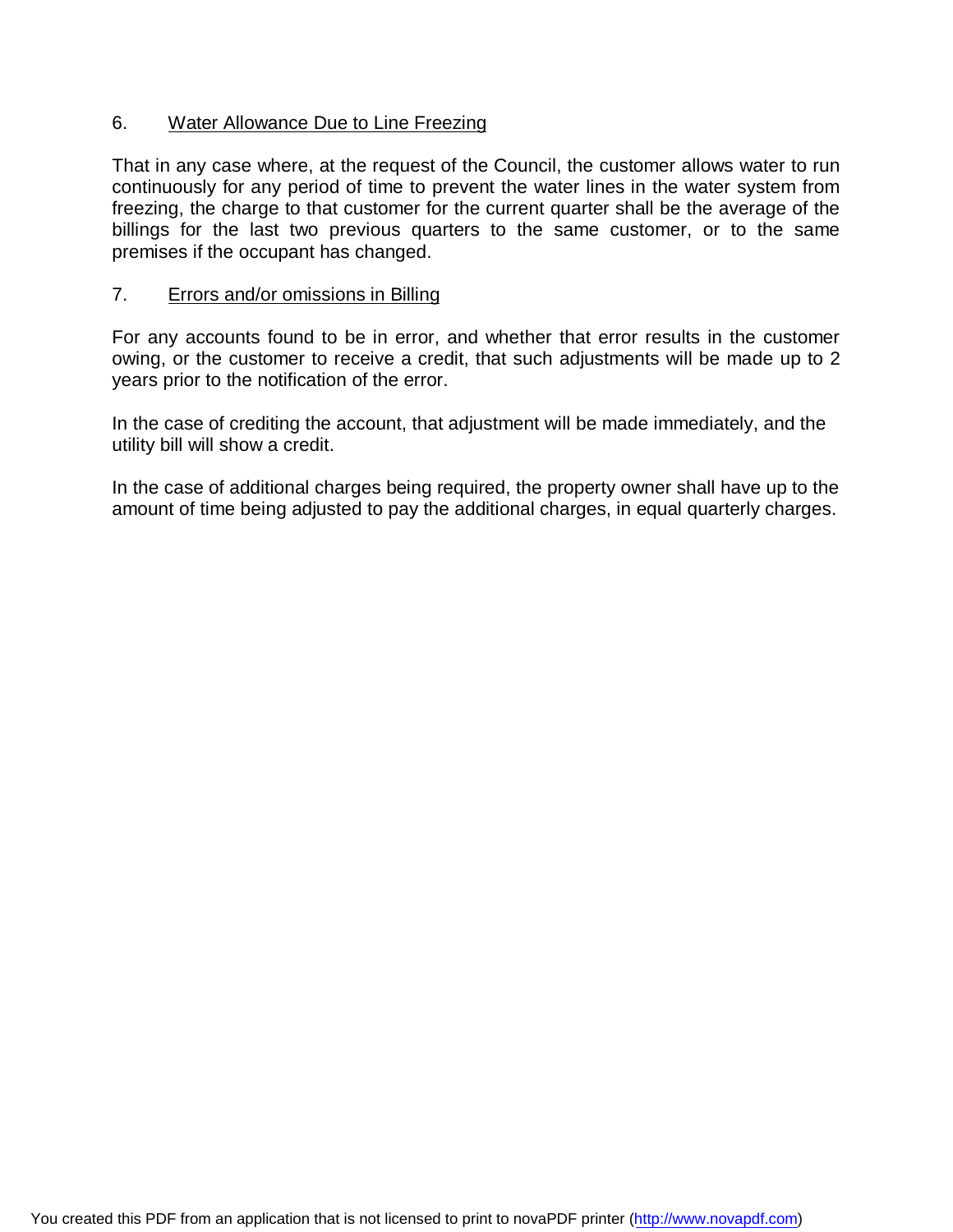6. Water Allowance Due to Line Freezing

That in any case where, at the request of the Council, the customer allows water to run continuously for any period of time to prevent the water lines in the water system from freezing, the charge to that customer for the current quarter shall be the average of the billings for the last two previous quarters to the same customer, or to the same premises if the occupant has changed.

7. Errors and/or omissions in Billing

For any accounts found to be in error, and whether that error results in the customer owing, or the customer to receive a credit, that such adjustments will be made up to 2 years prior to the notification of the error.

In the case of crediting the account, that adjustment will be made immediately, and the utility bill will show a credit.

In the case of additional charges being required, the property owner shall have up to the amount of time being adjusted to pay the additional charges, in equal quarterly charges.